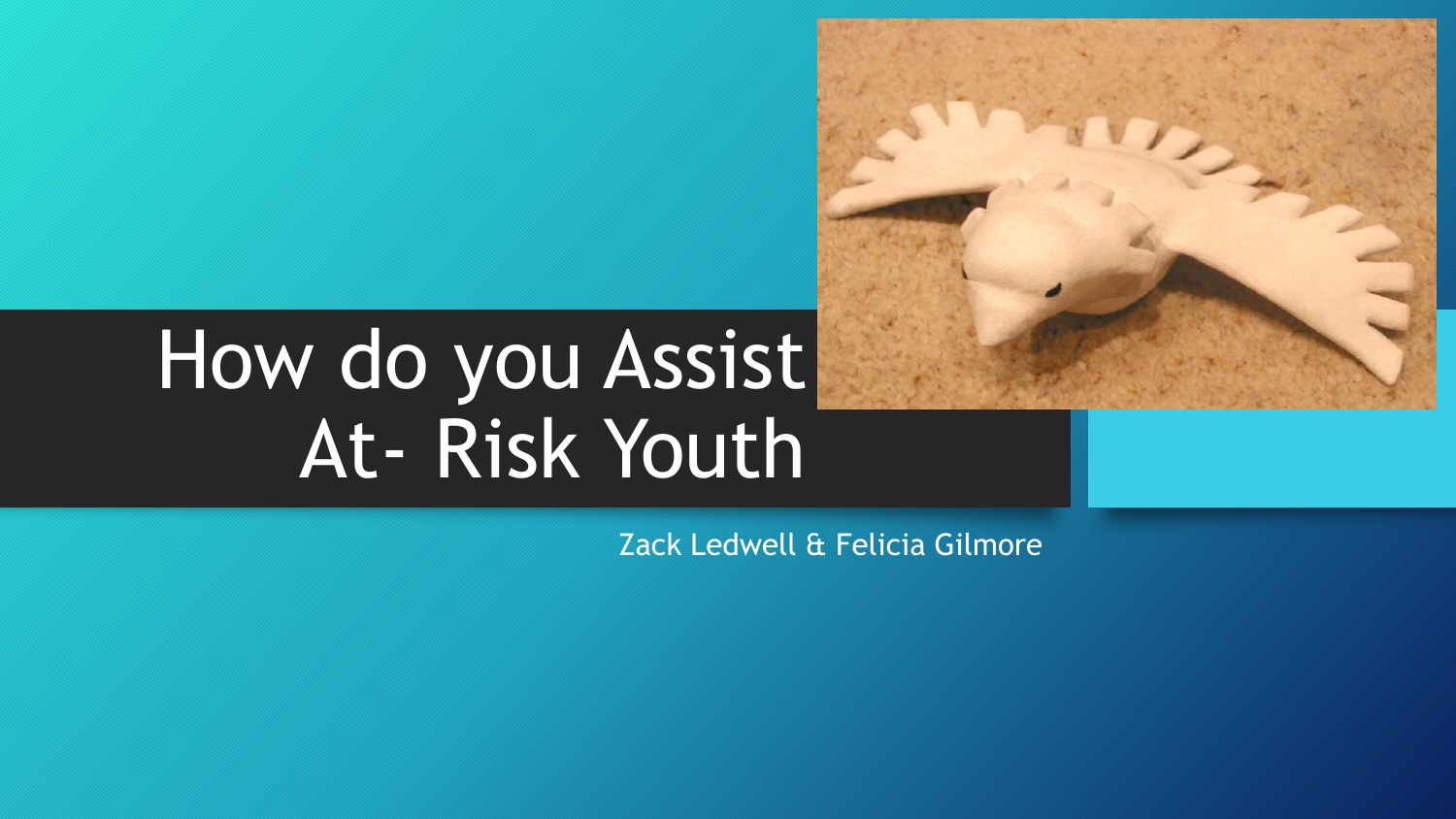# How do you Assist At- Risk Youth

Zack Ledwell & Felicia Gilmore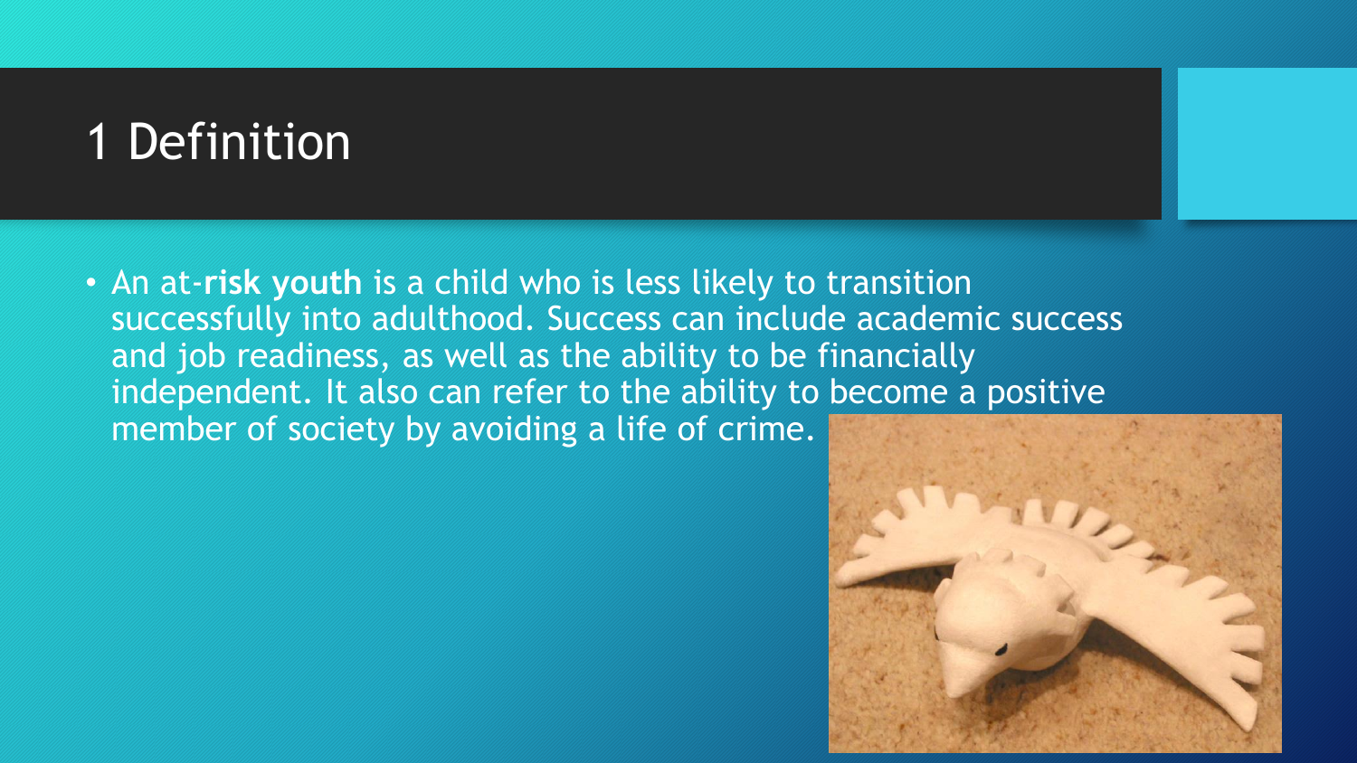# 1 Definition

- An at-**risk youth** is a child who is less likely to transition successfully into adulthood. Success can include academic success and job readiness, as well as the ability to be financially independent. It also can refer to the ability to become a positive member of society by avoiding a life of crime.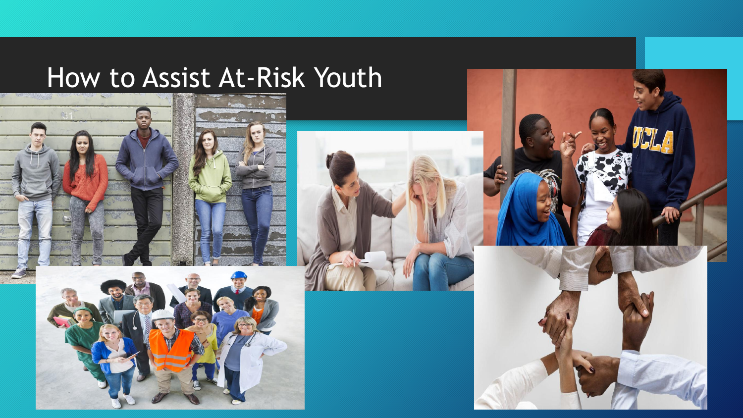# How to Assist At-Risk Youth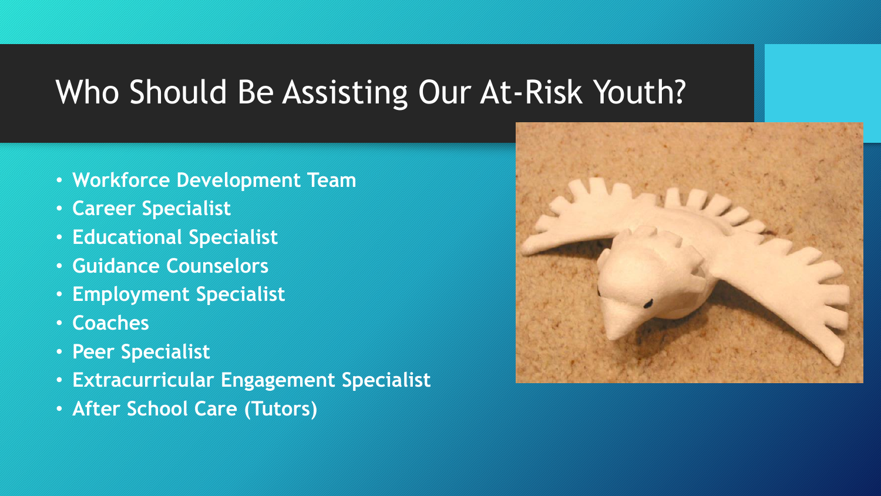# Who Should Be Assisting Our At-Risk Youth?

- **Workforce Development Team**
- **Career Specialist**
- **Educational Specialist**
- **Guidance Counselors**
- **Employment Specialist**
- **Coaches**
- **Peer Specialist**
- **Extracurricular Engagement Specialist**
- **After School Care (Tutors)**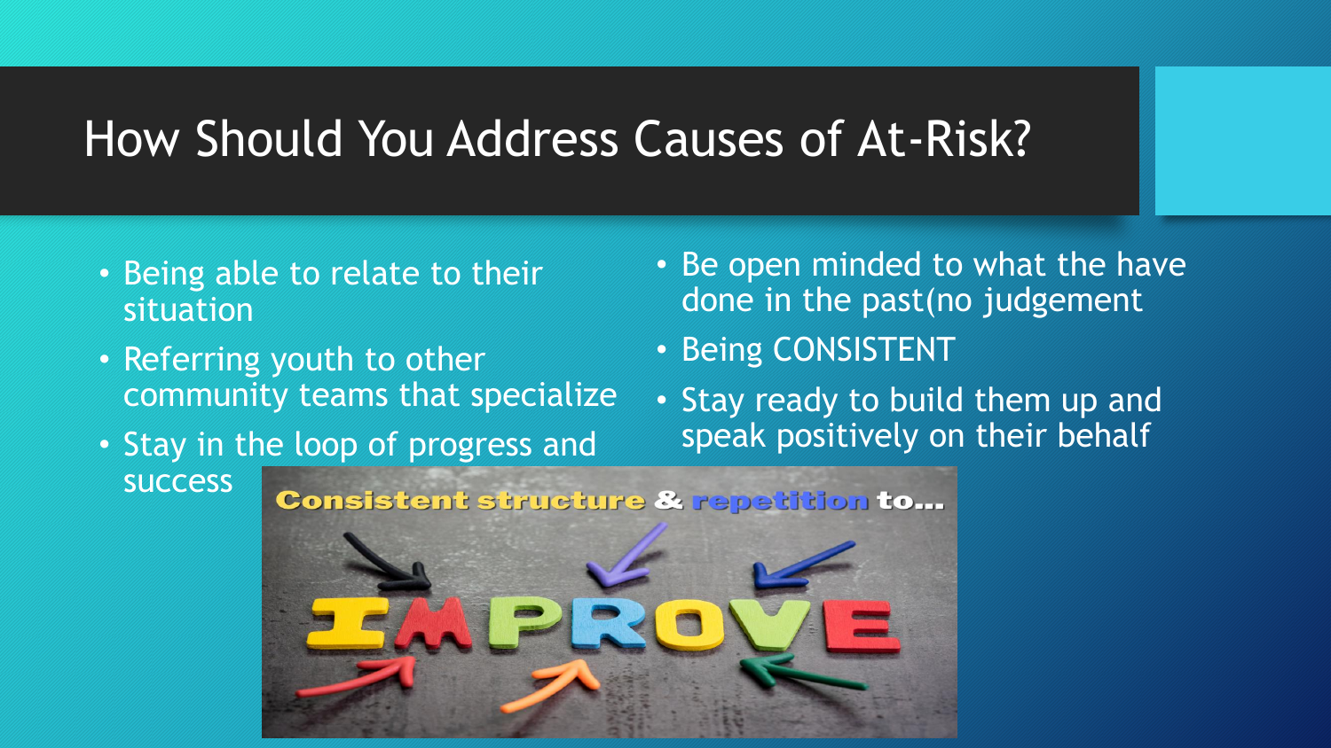# How Should You Address Causes of At-Risk?

- Being able to relate to their situation
- Referring youth to other community teams that specialize
- Stay in the loop of progress and success
- Be open minded to what the have done in the past(no judgement
- Being CONSISTENT
- Stay ready to build them up and speak positively on their behalf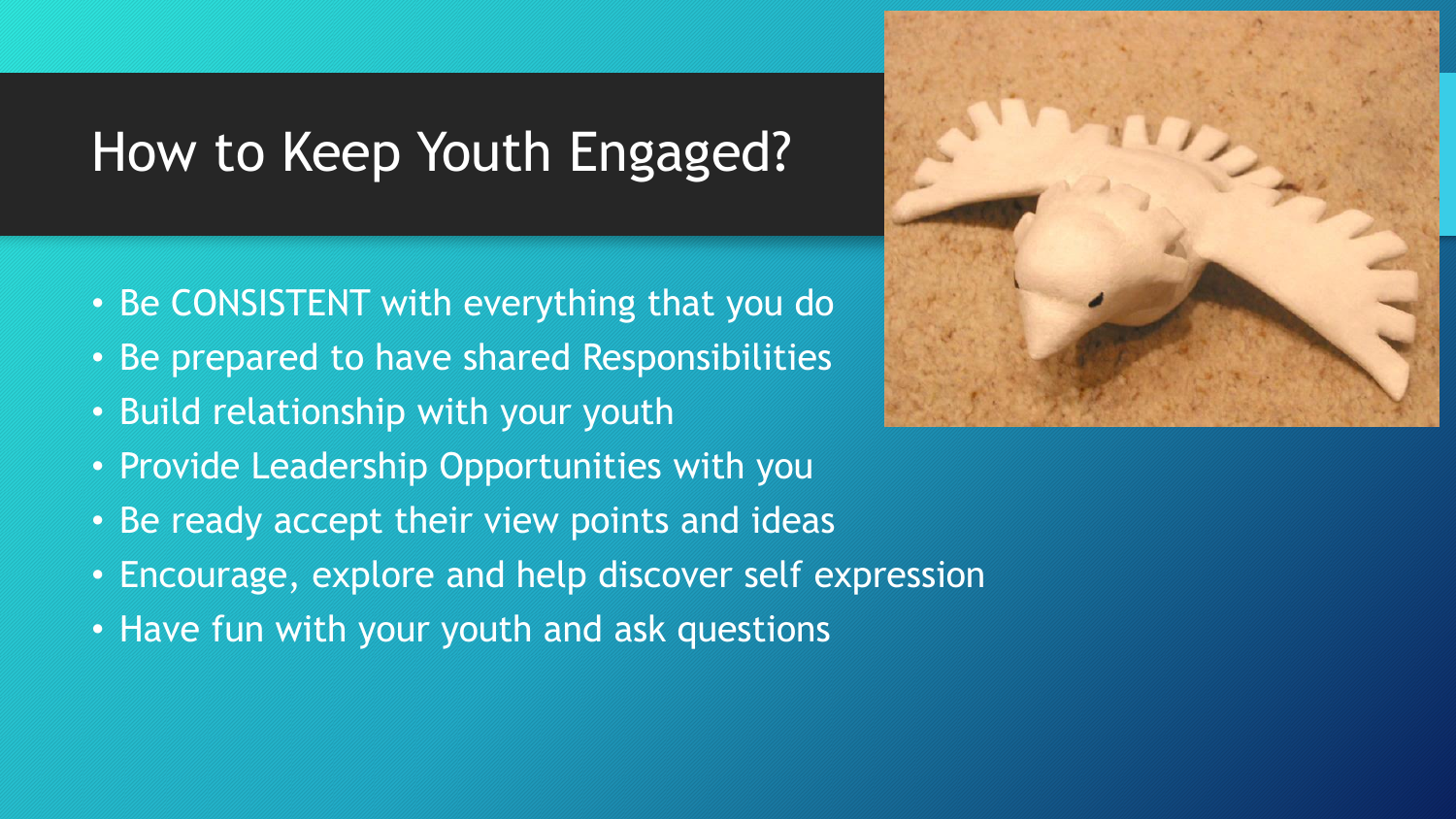# How to Keep Youth Engaged?

- Be CONSISTENT with everything that you do
- Be prepared to have shared Responsibilities
- Build relationship with your youth
- Provide Leadership Opportunities with you
- Be ready accept their view points and ideas
- Encourage, explore and help discover self expression
- Have fun with your youth and ask questions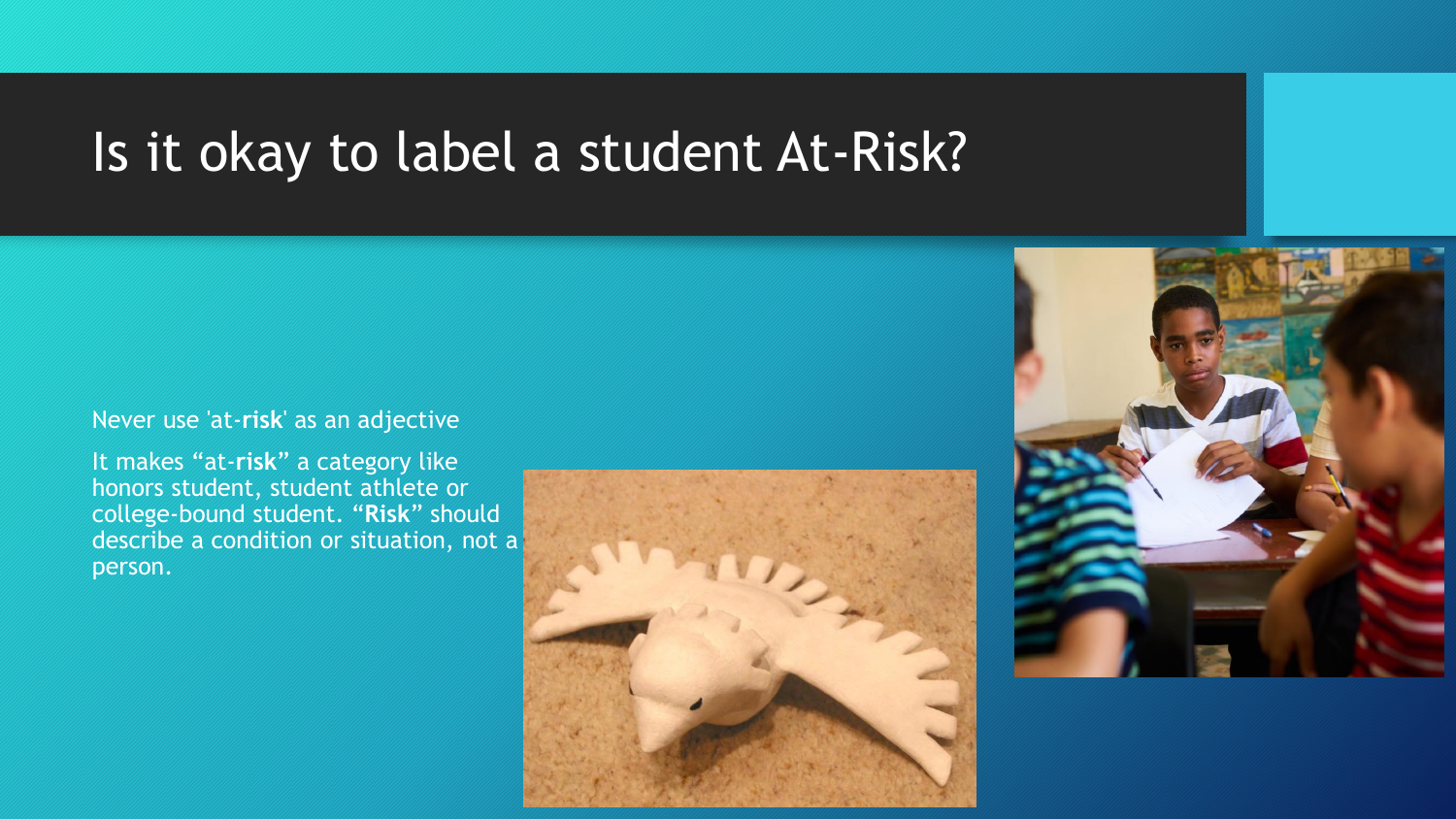# Is it okay to label a student At-Risk?

Never use 'at-**risk**' as an adjective

It makes “at-**risk**” a category like honors student, student athlete or college-bound student. “**Risk**” should describe a condition or situation, not a person.